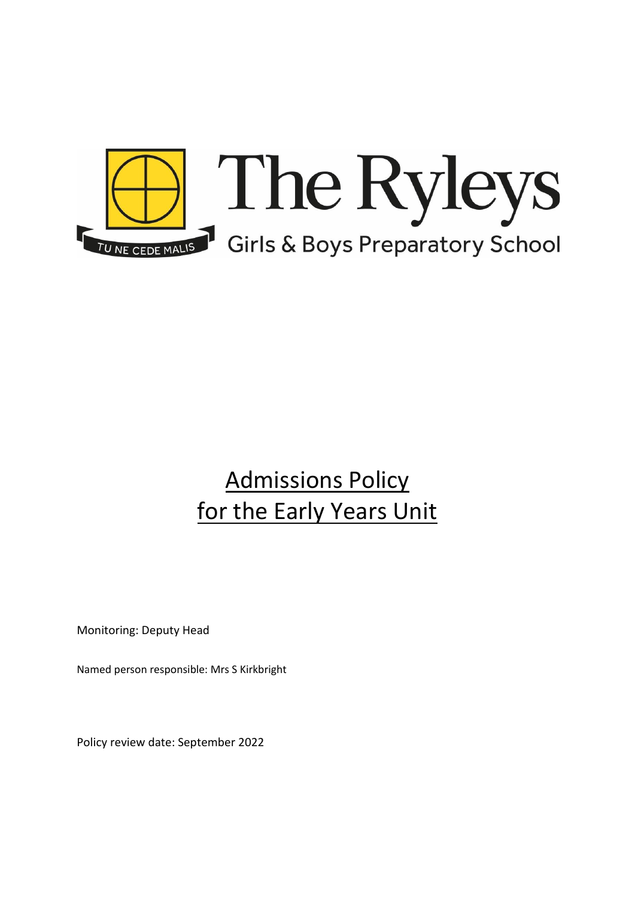The Ryleys

Girls & Boys Preparatory School

TU NE CEDE MALIS

# Admissions Policy for the Early Years Unit

Monitoring: Deputy Head

Named person responsible: Mrs S Kirkbright

Policy review date: September 2022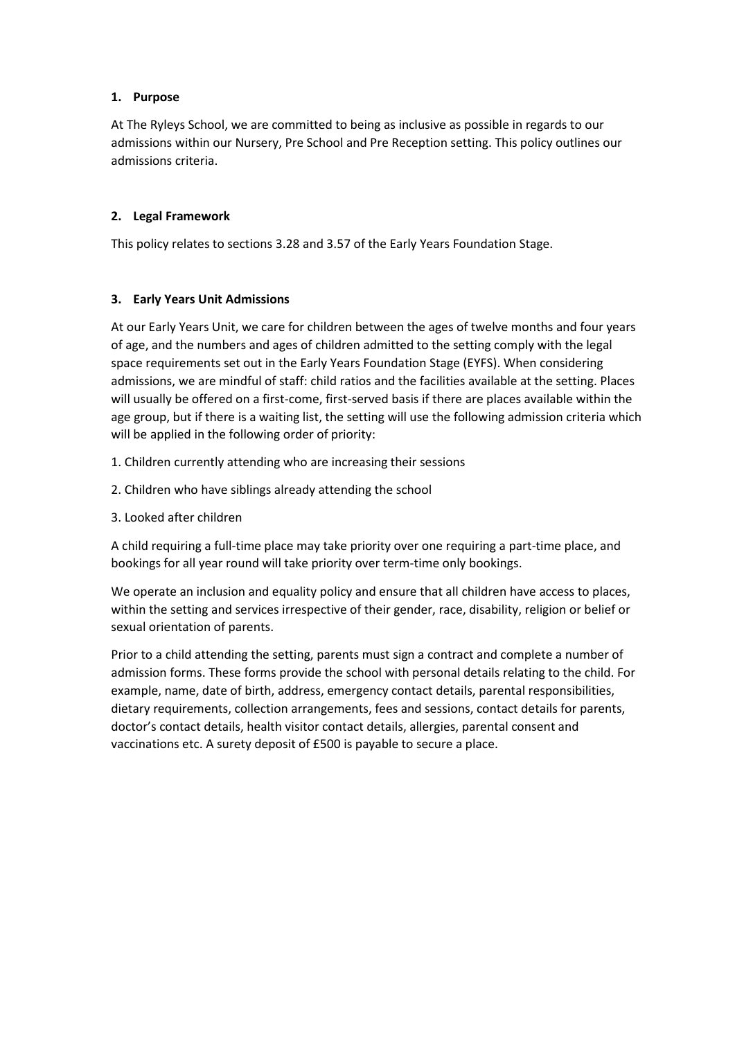## 1. Purpose

At The Ryleys School, we are committed to being as inclusive as possible in regards to our admissions within our Nursery, Pre School and Pre Reception setting. This policy outlines our admissions criteria.

## 2. Legal Framework

This policy relates to sections 3.28 and 3.57 of the Early Years Foundation Stage.

## 3. Early Years Unit Admissions

At our Early Years Unit, we care for children between the ages of twelve months and four years of age, and the numbers and ages of children admitted to the setting comply with the legal space requirements set out in the Early Years Foundation Stage (EYFS). When considering admissions, we are mindful of staff: child ratios and the facilities available at the setting. Places will usually be offered on a first-come, first-served basis if there are places available within the age group, but if there is a waiting list, the setting will use the following admission criteria which will be applied in the following order of priority:

1. Children currently attending who are increasing their sessions
2. Children who have siblings already attending the school
3. Looked after children

A child requiring a full-time place may take priority over one requiring a part-time place, and bookings for all year round will take priority over term-time only bookings.

We operate an inclusion and equality policy and ensure that all children have access to places, within the setting and services irrespective of their gender, race, disability, religion or belief or sexual orientation of parents.

Prior to a child attending the setting, parents must sign a contract and complete a number of admission forms. These forms provide the school with personal details relating to the child. For example, name, date of birth, address, emergency contact details, parental responsibilities, dietary requirements, collection arrangements, fees and sessions, contact details for parents, doctor's contact details, health visitor contact details, allergies, parental consent and vaccinations etc. A surety deposit of £500 is payable to secure a place.